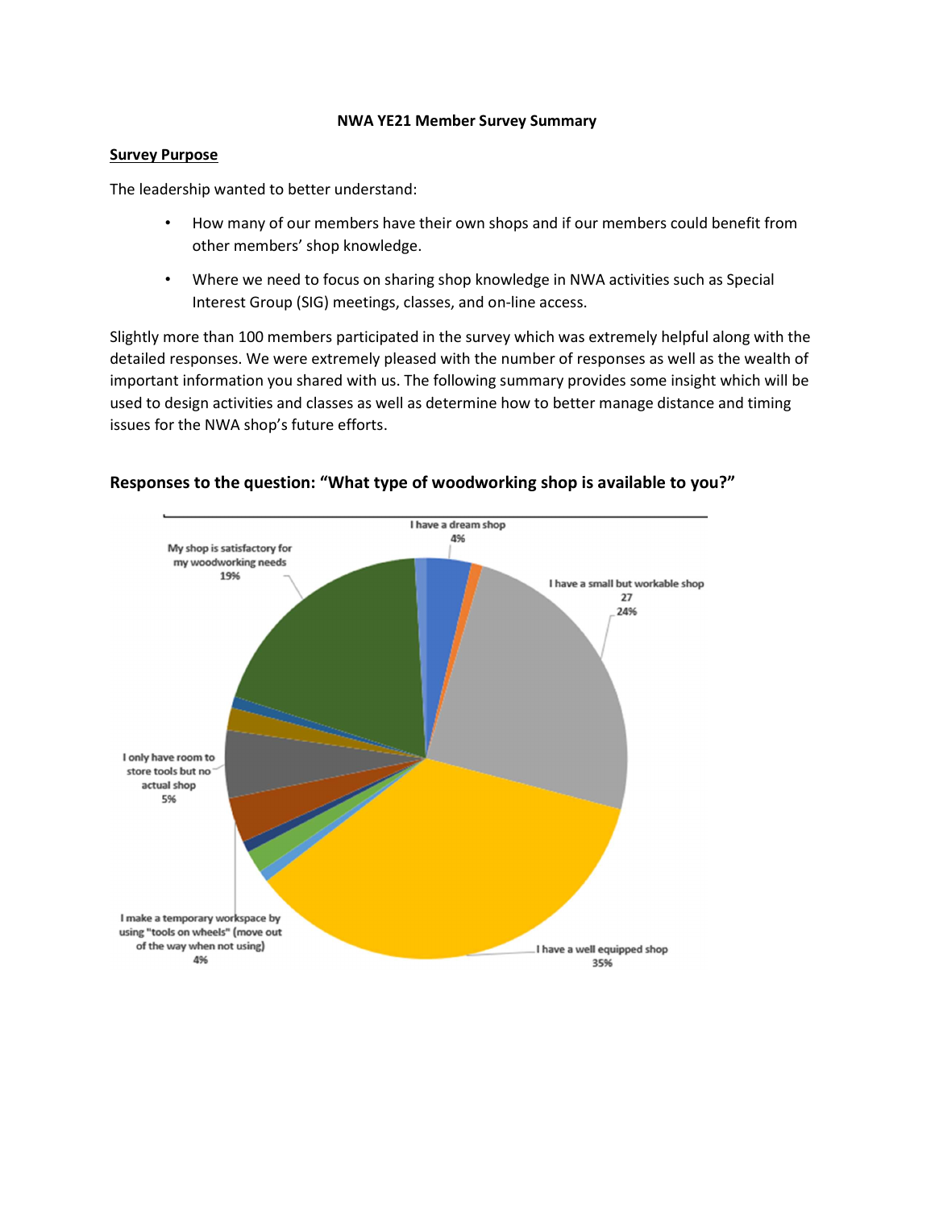**NWA YE21 Member Survey Summary**

## Survey Purpose

The leadership wanted to better understand:

- How many of our members have their own shops and if our members could benefit from other members' shop knowledge.
- Where we need to focus on sharing shop knowledge in NWA activities such as Special Interest Group (SIG) meetings, classes, and on-line access.

Slightly more than 100 members participated in the survey which was extremely helpful along with the detailed responses. We were extremely pleased with the number of responses as well as the wealth of important information you shared with us. The following summary provides some insight which will be used to design activities and classes as well as determine how to better manage distance and timing issues for the NWA shop's future efforts.

### Responses to the question: "What type of woodworking shop is available to you?"

I have a dream shop
4%

I have a small but workable shop
27
24%

I have a well equipped shop
35%

I make a temporary workspace by using "tools on wheels" (move out of the way when not using)
4%

I only have room to store tools but no actual shop
5%

My shop is satisfactory for my woodworking needs
19%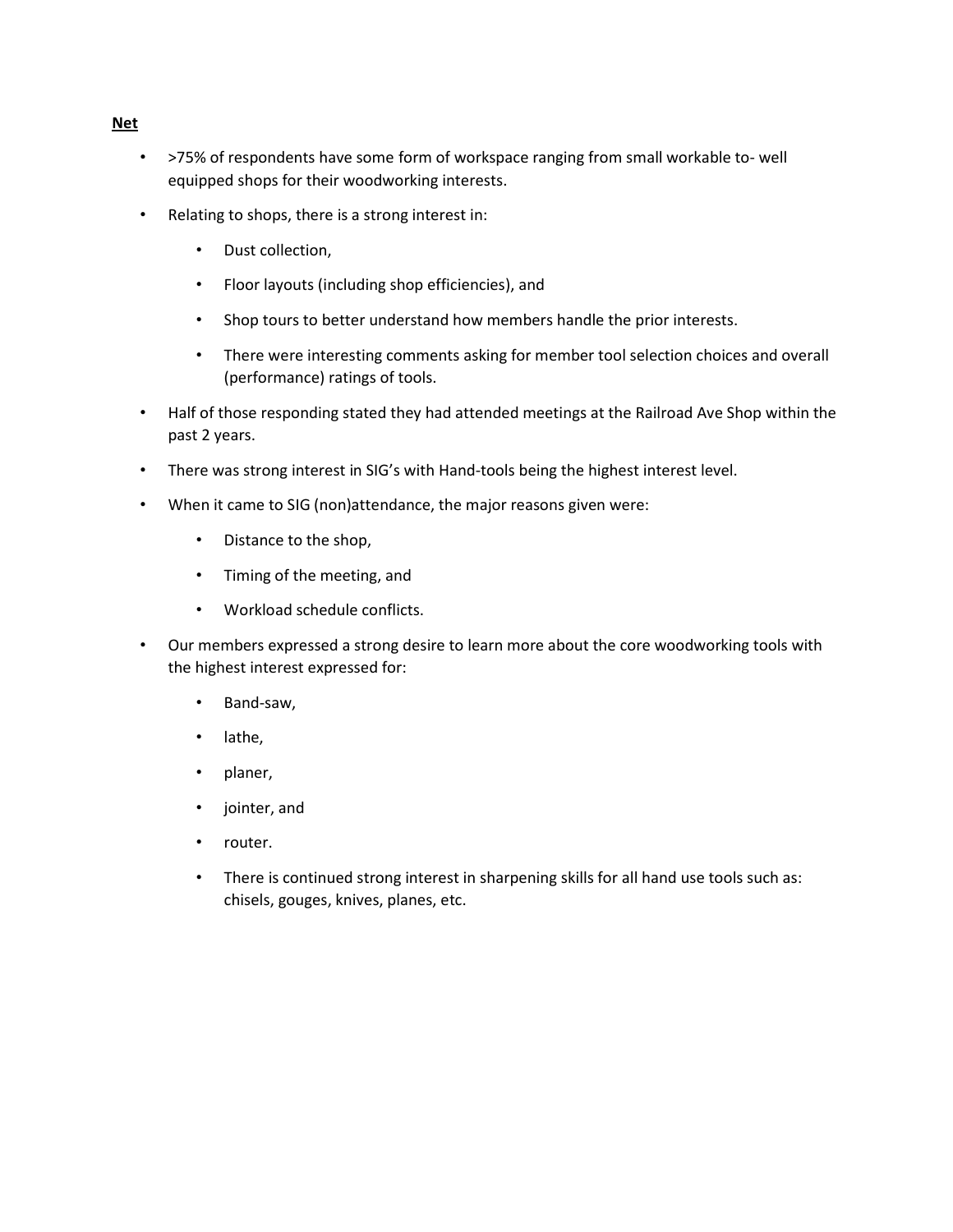**Net**

- >75% of respondents have some form of workspace ranging from small workable to- well equipped shops for their woodworking interests.
- Relating to shops, there is a strong interest in:
  - Dust collection,
  - Floor layouts (including shop efficiencies), and
  - Shop tours to better understand how members handle the prior interests.
  - There were interesting comments asking for member tool selection choices and overall (performance) ratings of tools.
- Half of those responding stated they had attended meetings at the Railroad Ave Shop within the past 2 years.
- There was strong interest in SIG's with Hand-tools being the highest interest level.
- When it came to SIG (non)attendance, the major reasons given were:
  - Distance to the shop,
  - Timing of the meeting, and
  - Workload schedule conflicts.
- Our members expressed a strong desire to learn more about the core woodworking tools with the highest interest expressed for:
  - Band-saw,
  - lathe,
  - planer,
  - jointer, and
  - router.
  - There is continued strong interest in sharpening skills for all hand use tools such as: chisels, gouges, knives, planes, etc.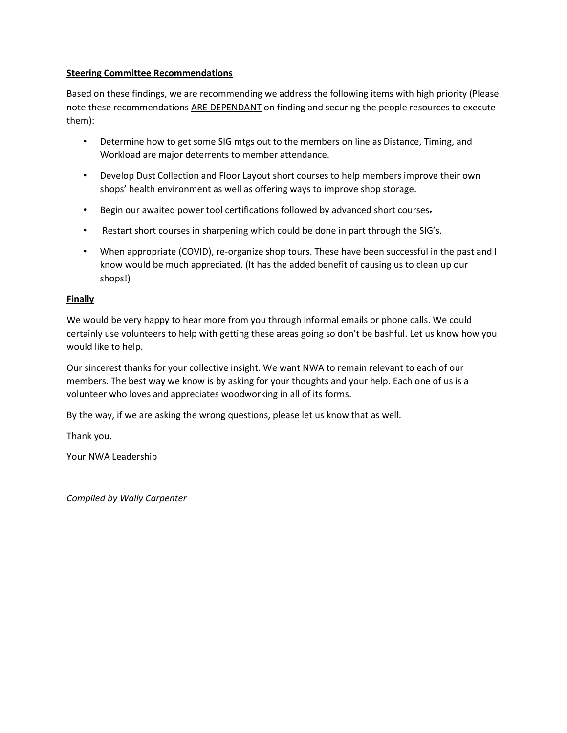**Steering Committee Recommendations**

Based on these findings, we are recommending we address the following items with high priority (Please note these recommendations ARE DEPENDANT on finding and securing the people resources to execute them):

- Determine how to get some SIG mtgs out to the members on line as Distance, Timing, and Workload are major deterrents to member attendance.
- Develop Dust Collection and Floor Layout short courses to help members improve their own shops' health environment as well as offering ways to improve shop storage.
- Begin our awaited power tool certifications followed by advanced short courses.
- Restart short courses in sharpening which could be done in part through the SIG's.
- When appropriate (COVID), re-organize shop tours. These have been successful in the past and I know would be much appreciated. (It has the added benefit of causing us to clean up our shops!)

**Finally**

We would be very happy to hear more from you through informal emails or phone calls. We could certainly use volunteers to help with getting these areas going so don't be bashful. Let us know how you would like to help.

Our sincerest thanks for your collective insight. We want NWA to remain relevant to each of our members. The best way we know is by asking for your thoughts and your help. Each one of us is a volunteer who loves and appreciates woodworking in all of its forms.

By the way, if we are asking the wrong questions, please let us know that as well.

Thank you.

Your NWA Leadership

*Compiled by Wally Carpenter*